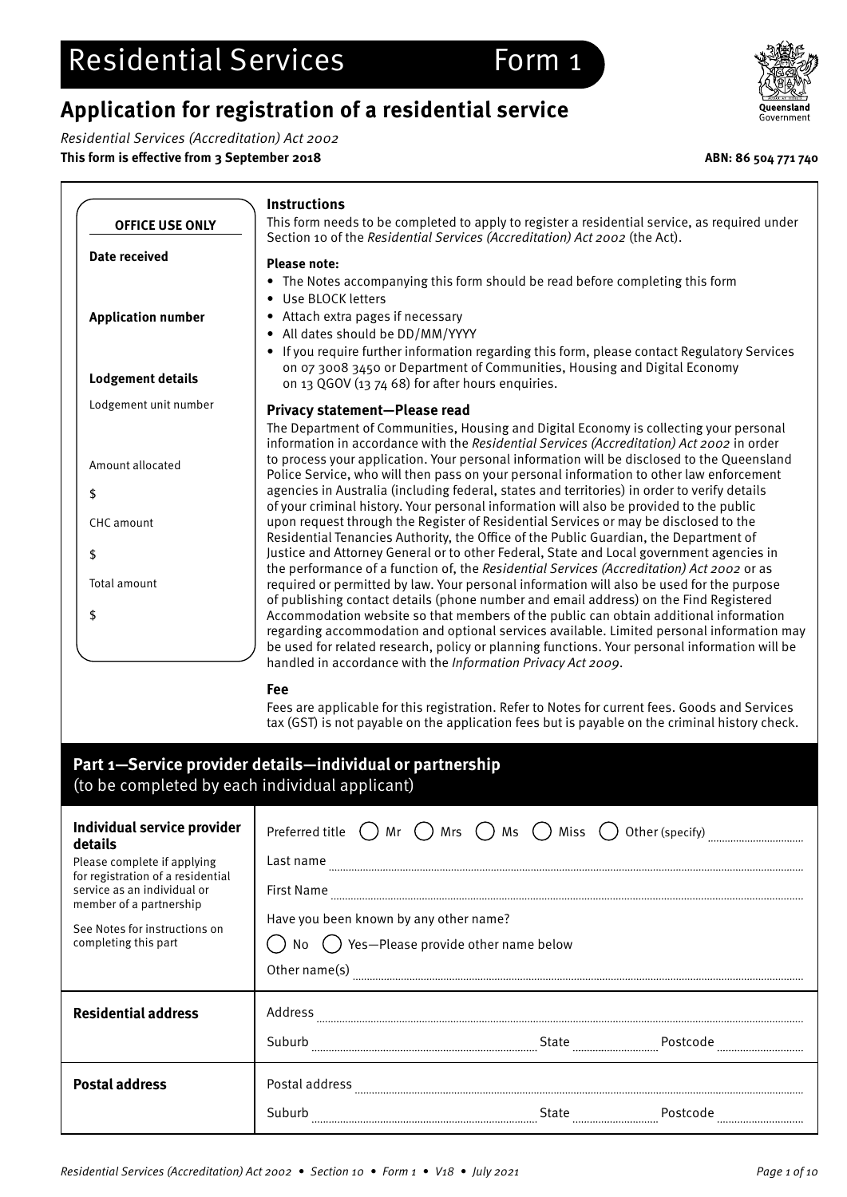# Residential Services Form 1

## Application for registration of a residential service

*Residential Services (Accreditation) Act 2002*

**This form is effective from 3 September 2018**

**ABN: 86 504 771 740**

| OFFICE USE ONLY |
|---|
| **Date received** |
| **Application number** |
| **Lodgement details** |
| Lodgement unit number |
| Amount allocated $ |
| CHC amount $ |
| Total amount $ |

### Instructions

This form needs to be completed to apply to register a residential service, as required under Section 10 of the *Residential Services (Accreditation) Act 2002* (the Act).

**Please note:**

- The Notes accompanying this form should be read before completing this form
- Use BLOCK letters
- Attach extra pages if necessary
- All dates should be DD/MM/YYYY
- If you require further information regarding this form, please contact Regulatory Services on 07 3008 3450 or Department of Communities, Housing and Digital Economy on 13 QGOV (13 74 68) for after hours enquiries.

### Privacy statement—Please read

The Department of Communities, Housing and Digital Economy is collecting your personal information in accordance with the *Residential Services (Accreditation) Act 2002* in order to process your application. Your personal information will be disclosed to the Queensland Police Service, who will then pass on your personal information to other law enforcement agencies in Australia (including federal, states and territories) in order to verify details of your criminal history. Your personal information will also be provided to the public upon request through the Register of Residential Services or may be disclosed to the Residential Tenancies Authority, the Office of the Public Guardian, the Department of Justice and Attorney General or to other Federal, State and Local government agencies in the performance of a function of, the *Residential Services (Accreditation) Act 2002* or as required or permitted by law. Your personal information will also be used for the purpose of publishing contact details (phone number and email address) on the Find Registered Accommodation website so that members of the public can obtain additional information regarding accommodation and optional services available. Limited personal information may be used for related research, policy or planning functions. Your personal information will be handled in accordance with the *Information Privacy Act 2009*.

### Fee

Fees are applicable for this registration. Refer to Notes for current fees. Goods and Services tax (GST) is not payable on the application fees but is payable on the criminal history check.

## Part 1—Service provider details—individual or partnership
(to be completed by each individual applicant)

| | |
|---|---|
| **Individual service provider details**<br>Please complete if applying for registration of a residential service as an individual or member of a partnership<br>See Notes for instructions on completing this part | Preferred title ◯ Mr ◯ Mrs ◯ Ms ◯ Miss ◯ Other (specify) ..........<br>Last name ..........<br>First Name ..........<br>Have you been known by any other name?<br>◯ No ◯ Yes—Please provide other name below<br>Other name(s) .......... |
| **Residential address** | Address ..........<br>Suburb .......... State .......... Postcode .......... |
| **Postal address** | Postal address ..........<br>Suburb .......... State .......... Postcode .......... |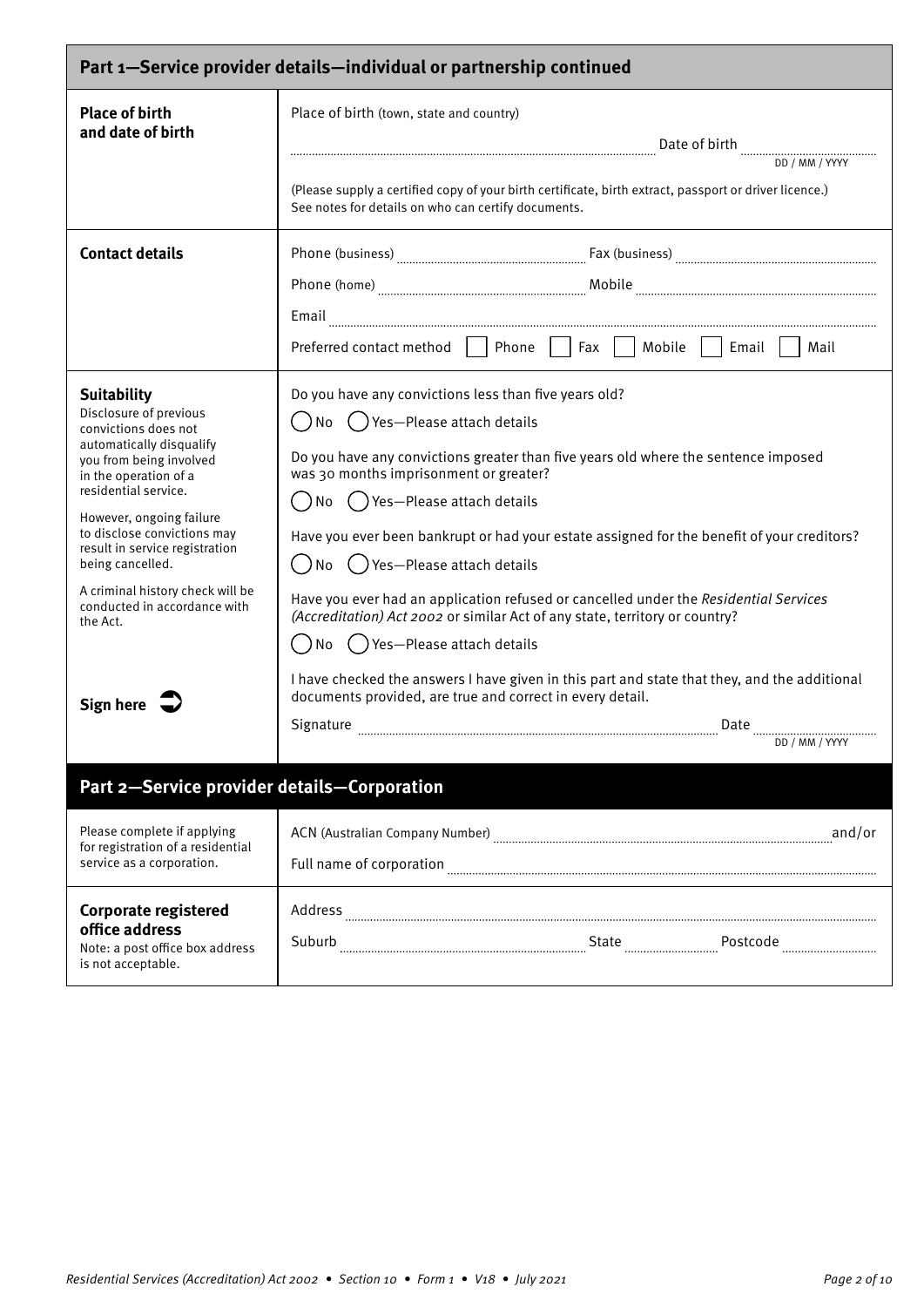## Part 1—Service provider details—individual or partnership continued

**Place of birth and date of birth**

Place of birth (town, state and country) ........................................ Date of birth ............ DD / MM / YYYY

(Please supply a certified copy of your birth certificate, birth extract, passport or driver licence.) See notes for details on who can certify documents.

**Contact details**

Phone (business) ............ Fax (business) ............

Phone (home) ............ Mobile ............

Email ............

Preferred contact method ☐ Phone ☐ Fax ☐ Mobile ☐ Email ☐ Mail

**Suitability**

Disclosure of previous convictions does not automatically disqualify you from being involved in the operation of a residential service.

However, ongoing failure to disclose convictions may result in service registration being cancelled.

A criminal history check will be conducted in accordance with the Act.

Do you have any convictions less than five years old?

◯ No ◯ Yes—Please attach details

Do you have any convictions greater than five years old where the sentence imposed was 30 months imprisonment or greater?

◯ No ◯ Yes—Please attach details

Have you ever been bankrupt or had your estate assigned for the benefit of your creditors?

◯ No ◯ Yes—Please attach details

Have you ever had an application refused or cancelled under the *Residential Services (Accreditation) Act 2002* or similar Act of any state, territory or country?

◯ No ◯ Yes—Please attach details

**Sign here**

I have checked the answers I have given in this part and state that they, and the additional documents provided, are true and correct in every detail.

Signature ........................................ Date ............ DD / MM / YYYY

## Part 2—Service provider details—Corporation

Please complete if applying for registration of a residential service as a corporation.

ACN (Australian Company Number) ........................................ and/or

Full name of corporation ........................................

**Corporate registered office address**

Note: a post office box address is not acceptable.

Address ........................................

Suburb ............ State ............ Postcode ............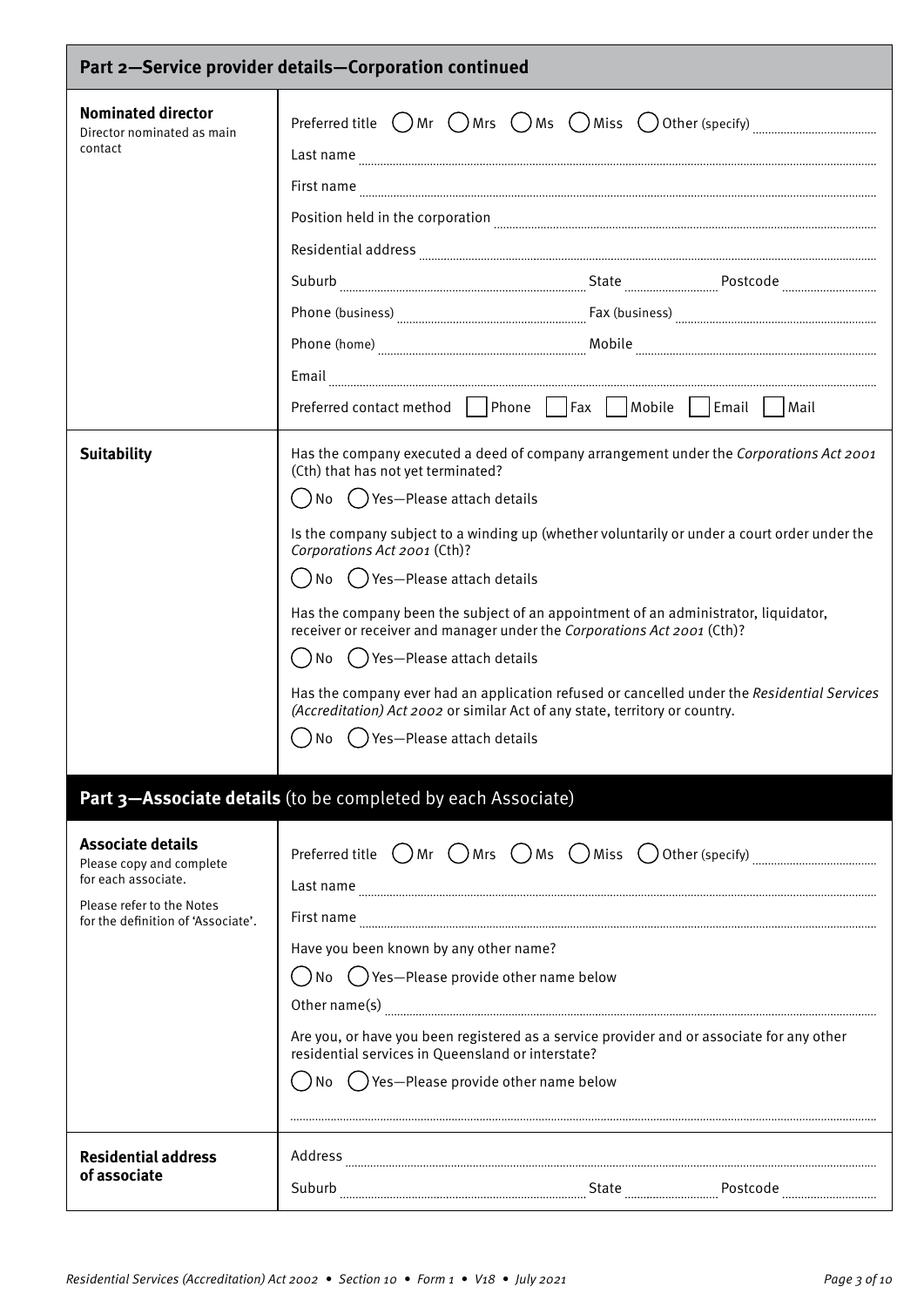## Part 2—Service provider details—Corporation continued

**Nominated director**
Director nominated as main contact

Preferred title ◯ Mr ◯ Mrs ◯ Ms ◯ Miss ◯ Other (specify) ..................

Last name ..................

First name ..................

Position held in the corporation ..................

Residential address ..................

Suburb .................. State .................. Postcode ..................

Phone (business) .................. Fax (business) ..................

Phone (home) .................. Mobile ..................

Email ..................

Preferred contact method ☐ Phone ☐ Fax ☐ Mobile ☐ Email ☐ Mail

**Suitability**

Has the company executed a deed of company arrangement under the *Corporations Act 2001* (Cth) that has not yet terminated?

◯ No ◯ Yes—Please attach details

Is the company subject to a winding up (whether voluntarily or under a court order under the *Corporations Act 2001* (Cth)?

◯ No ◯ Yes—Please attach details

Has the company been the subject of an appointment of an administrator, liquidator, receiver or receiver and manager under the *Corporations Act 2001* (Cth)?

◯ No ◯ Yes—Please attach details

Has the company ever had an application refused or cancelled under the *Residential Services (Accreditation) Act 2002* or similar Act of any state, territory or country.

◯ No ◯ Yes—Please attach details

## Part 3—Associate details (to be completed by each Associate)

**Associate details**
Please copy and complete for each associate.

Please refer to the Notes for the definition of 'Associate'.

Preferred title ◯ Mr ◯ Mrs ◯ Ms ◯ Miss ◯ Other (specify) ..................

Last name ..................

First name ..................

Have you been known by any other name?

◯ No ◯ Yes—Please provide other name below

Other name(s) ..................

Are you, or have you been registered as a service provider and or associate for any other residential services in Queensland or interstate?

◯ No ◯ Yes—Please provide other name below

..................

**Residential address of associate**

Address ..................

Suburb .................. State .................. Postcode ..................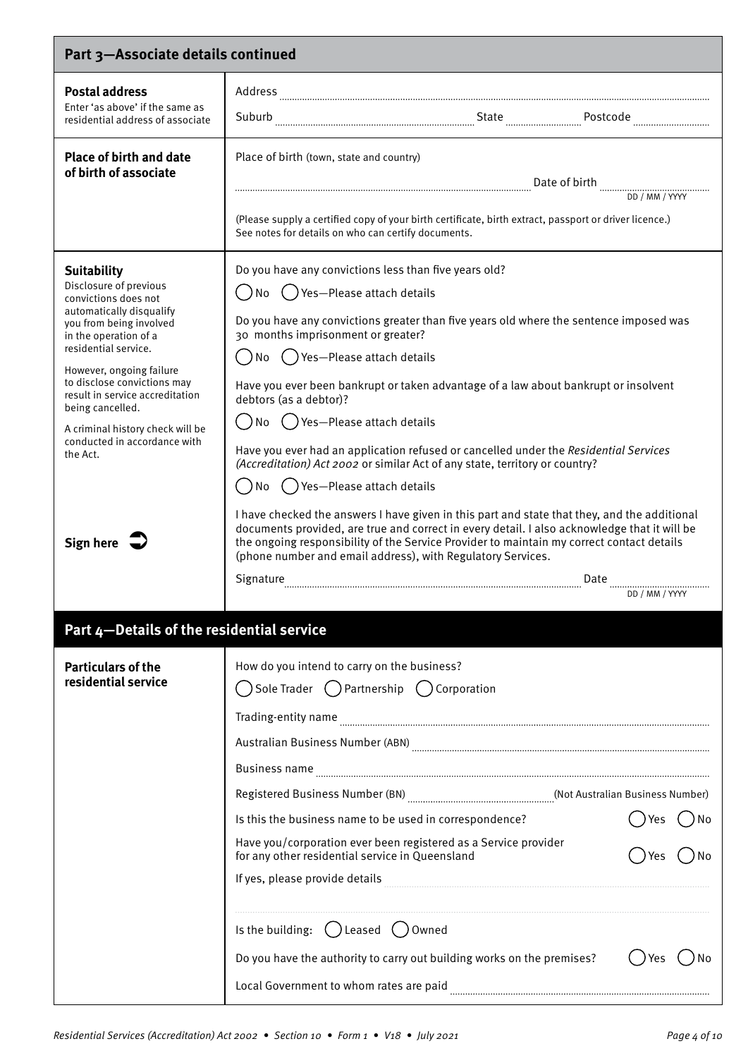## Part 3—Associate details continued

**Postal address**
Enter 'as above' if the same as residential address of associate

Address ..........

Suburb .......... State .......... Postcode ..........

**Place of birth and date of birth of associate**

Place of birth (town, state and country)

.......... Date of birth .......... DD / MM / YYYY

(Please supply a certified copy of your birth certificate, birth extract, passport or driver licence.) See notes for details on who can certify documents.

**Suitability**
Disclosure of previous convictions does not automatically disqualify you from being involved in the operation of a residential service.

However, ongoing failure to disclose convictions may result in service accreditation being cancelled.

A criminal history check will be conducted in accordance with the Act.

Do you have any convictions less than five years old?

◯ No ◯ Yes—Please attach details

Do you have any convictions greater than five years old where the sentence imposed was 30 months imprisonment or greater?

◯ No ◯ Yes—Please attach details

Have you ever been bankrupt or taken advantage of a law about bankrupt or insolvent debtors (as a debtor)?

◯ No ◯ Yes—Please attach details

Have you ever had an application refused or cancelled under the *Residential Services (Accreditation) Act 2002* or similar Act of any state, territory or country?

◯ No ◯ Yes—Please attach details

**Sign here**

I have checked the answers I have given in this part and state that they, and the additional documents provided, are true and correct in every detail. I also acknowledge that it will be the ongoing responsibility of the Service Provider to maintain my correct contact details (phone number and email address), with Regulatory Services.

Signature .......... Date .......... DD / MM / YYYY

## Part 4—Details of the residential service

**Particulars of the residential service**

How do you intend to carry on the business?

◯ Sole Trader ◯ Partnership ◯ Corporation

Trading-entity name ..........

Australian Business Number (ABN) ..........

Business name ..........

Registered Business Number (BN) .......... (Not Australian Business Number)

Is this the business name to be used in correspondence? ◯ Yes ◯ No

Have you/corporation ever been registered as a Service provider for any other residential service in Queensland ◯ Yes ◯ No

If yes, please provide details ..........

..........

Is the building: ◯ Leased ◯ Owned

Do you have the authority to carry out building works on the premises? ◯ Yes ◯ No

Local Government to whom rates are paid ..........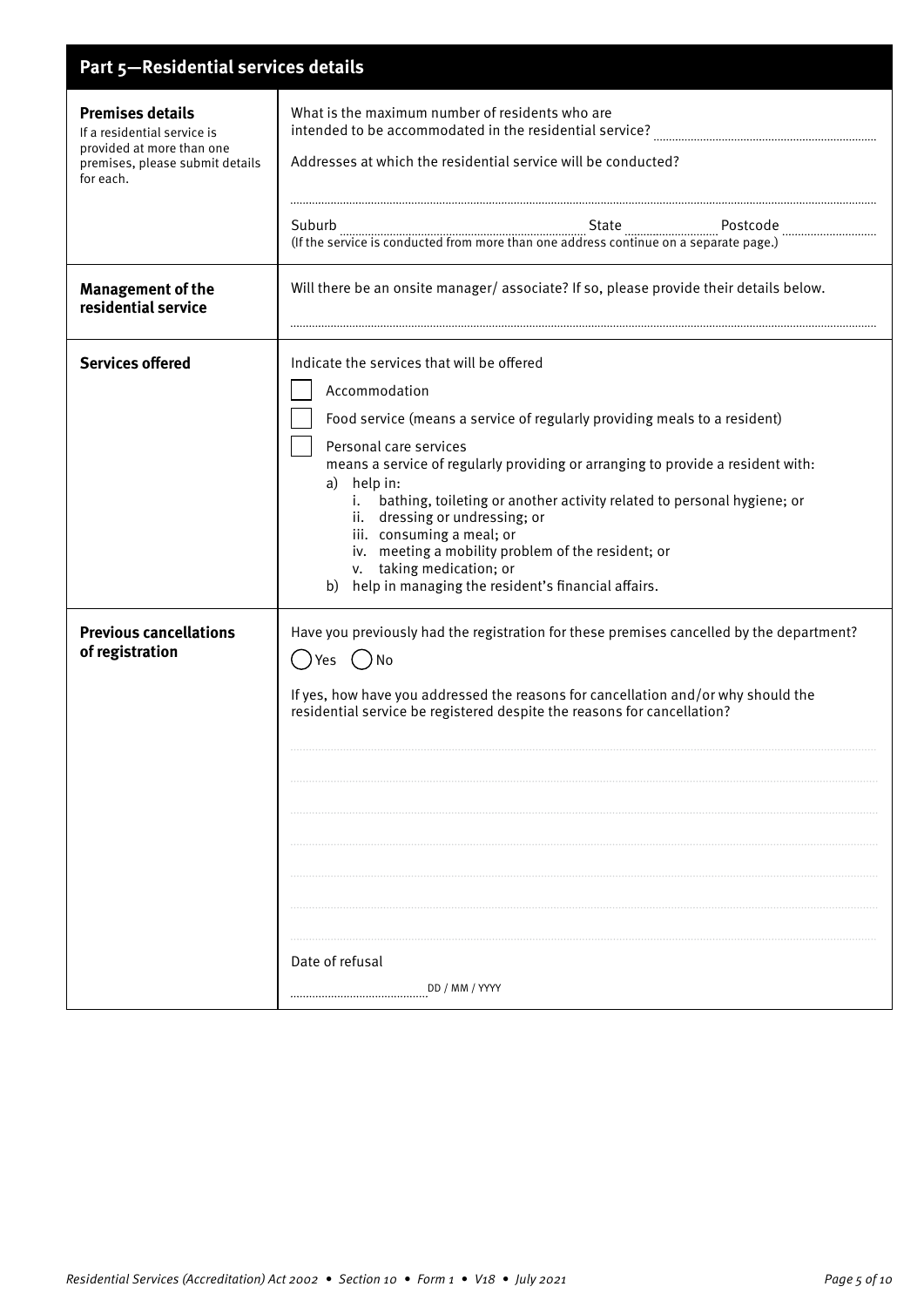## Part 5—Residential services details

| | |
|---|---|
| **Premises details**<br>If a residential service is provided at more than one premises, please submit details for each. | What is the maximum number of residents who are intended to be accommodated in the residential service? ..........<br><br>Addresses at which the residential service will be conducted?<br><br>..........<br><br>Suburb .......... State .......... Postcode ..........<br>(If the service is conducted from more than one address continue on a separate page.) |
| **Management of the residential service** | Will there be an onsite manager/ associate? If so, please provide their details below.<br><br>.......... |
| **Services offered** | Indicate the services that will be offered<br><br>☐ Accommodation<br><br>☐ Food service (means a service of regularly providing meals to a resident)<br><br>☐ Personal care services<br>means a service of regularly providing or arranging to provide a resident with:<br>a) help in:<br>i. bathing, toileting or another activity related to personal hygiene; or<br>ii. dressing or undressing; or<br>iii. consuming a meal; or<br>iv. meeting a mobility problem of the resident; or<br>v. taking medication; or<br>b) help in managing the resident's financial affairs. |
| **Previous cancellations of registration** | Have you previously had the registration for these premises cancelled by the department?<br><br>◯ Yes ◯ No<br><br>If yes, how have you addressed the reasons for cancellation and/or why should the residential service be registered despite the reasons for cancellation?<br><br>..........<br>..........<br>..........<br>..........<br>..........<br>..........<br>..........<br><br>Date of refusal<br><br>.......... DD / MM / YYYY |

*Residential Services (Accreditation) Act 2002 • Section 10 • Form 1 • V18 • July 2021*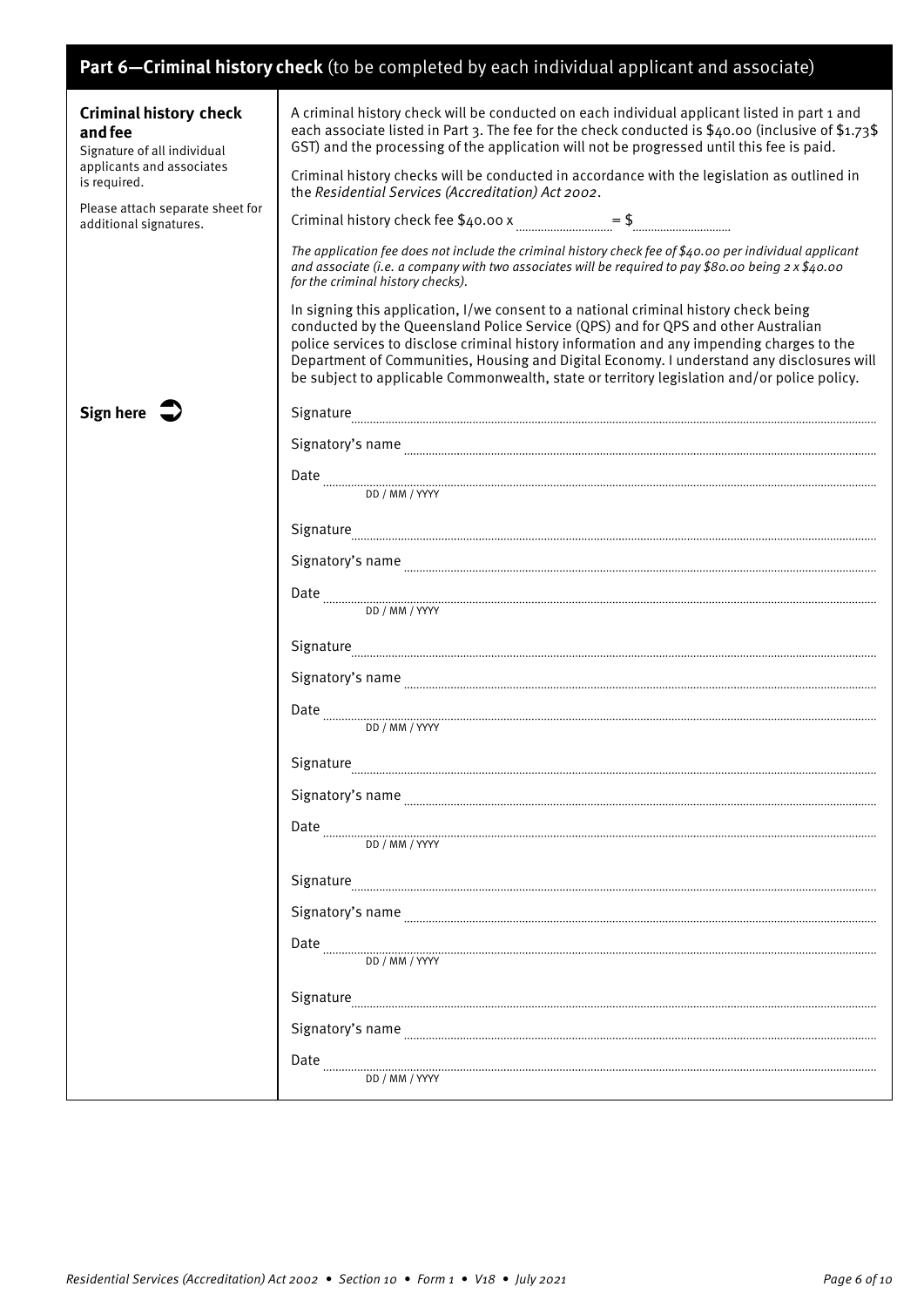## Part 6—Criminal history check (to be completed by each individual applicant and associate)

**Criminal history check and fee**
Signature of all individual applicants and associates is required.

Please attach separate sheet for additional signatures.

A criminal history check will be conducted on each individual applicant listed in part 1 and each associate listed in Part 3. The fee for the check conducted is $40.00 (inclusive of $1.73$ GST) and the processing of the application will not be progressed until this fee is paid.

Criminal history checks will be conducted in accordance with the legislation as outlined in the *Residential Services (Accreditation) Act 2002*.

Criminal history check fee $40.00 x .................... = $ ....................

*The application fee does not include the criminal history check fee of $40.00 per individual applicant and associate (i.e. a company with two associates will be required to pay $80.00 being 2 x $40.00 for the criminal history checks).*

In signing this application, I/we consent to a national criminal history check being conducted by the Queensland Police Service (QPS) and for QPS and other Australian police services to disclose criminal history information and any impending charges to the Department of Communities, Housing and Digital Economy. I understand any disclosures will be subject to applicable Commonwealth, state or territory legislation and/or police policy.

**Sign here** ➲

Signature ....................................................

Signatory's name ....................................................

Date ....................................................
DD / MM / YYYY

Signature ....................................................

Signatory's name ....................................................

Date ....................................................
DD / MM / YYYY

Signature ....................................................

Signatory's name ....................................................

Date ....................................................
DD / MM / YYYY

Signature ....................................................

Signatory's name ....................................................

Date ....................................................
DD / MM / YYYY

Signature ....................................................

Signatory's name ....................................................

Date ....................................................
DD / MM / YYYY

Signature ....................................................

Signatory's name ....................................................

Date ....................................................
DD / MM / YYYY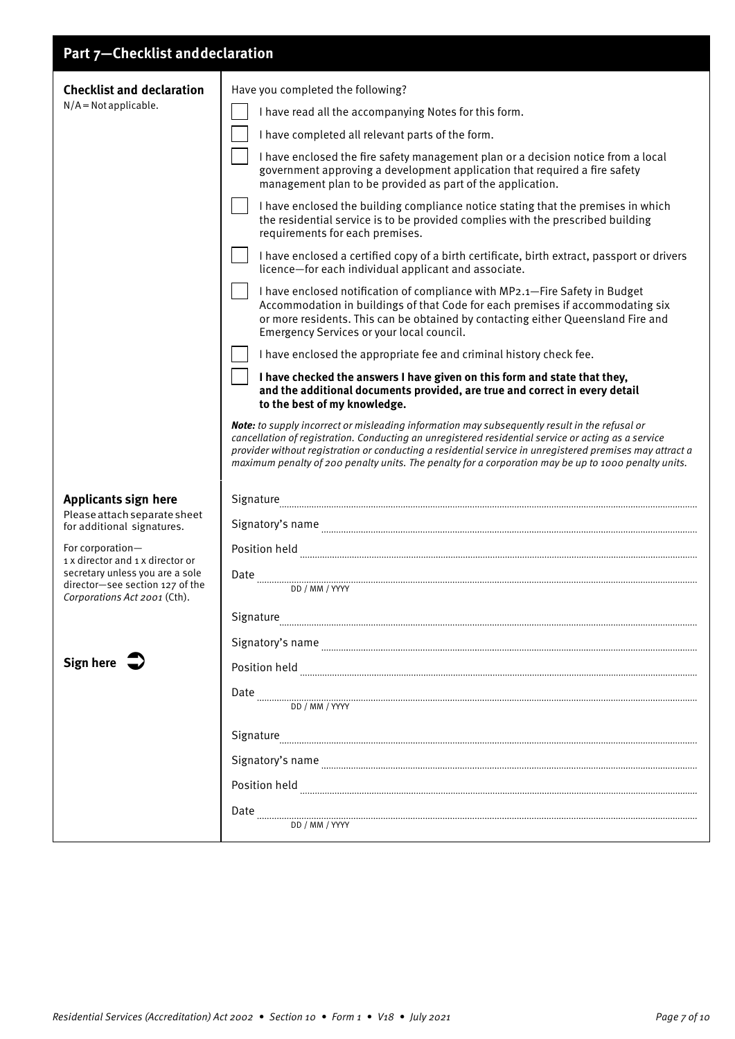## Part 7—Checklist and declaration

**Checklist and declaration**

N/A = Not applicable.

Have you completed the following?

- [ ] I have read all the accompanying Notes for this form.
- [ ] I have completed all relevant parts of the form.
- [ ] I have enclosed the fire safety management plan or a decision notice from a local government approving a development application that required a fire safety management plan to be provided as part of the application.
- [ ] I have enclosed the building compliance notice stating that the premises in which the residential service is to be provided complies with the prescribed building requirements for each premises.
- [ ] I have enclosed a certified copy of a birth certificate, birth extract, passport or drivers licence—for each individual applicant and associate.
- [ ] I have enclosed notification of compliance with MP2.1—Fire Safety in Budget Accommodation in buildings of that Code for each premises if accommodating six or more residents. This can be obtained by contacting either Queensland Fire and Emergency Services or your local council.
- [ ] I have enclosed the appropriate fee and criminal history check fee.
- [ ] **I have checked the answers I have given on this form and state that they, and the additional documents provided, are true and correct in every detail to the best of my knowledge.**

***Note:*** *to supply incorrect or misleading information may subsequently result in the refusal or cancellation of registration. Conducting an unregistered residential service or acting as a service provider without registration or conducting a residential service in unregistered premises may attract a maximum penalty of 200 penalty units. The penalty for a corporation may be up to 1000 penalty units.*

**Applicants sign here**

Please attach separate sheet for additional signatures.

For corporation—
1 x director and 1 x director or secretary unless you are a sole director—see section 127 of the *Corporations Act 2001* (Cth).

**Sign here** ➲

Signature ..........................................

Signatory's name ..........................................

Position held ..........................................

Date .......................................... DD / MM / YYYY

Signature ..........................................

Signatory's name ..........................................

Position held ..........................................

Date .......................................... DD / MM / YYYY

Signature ..........................................

Signatory's name ..........................................

Position held ..........................................

Date .......................................... DD / MM / YYYY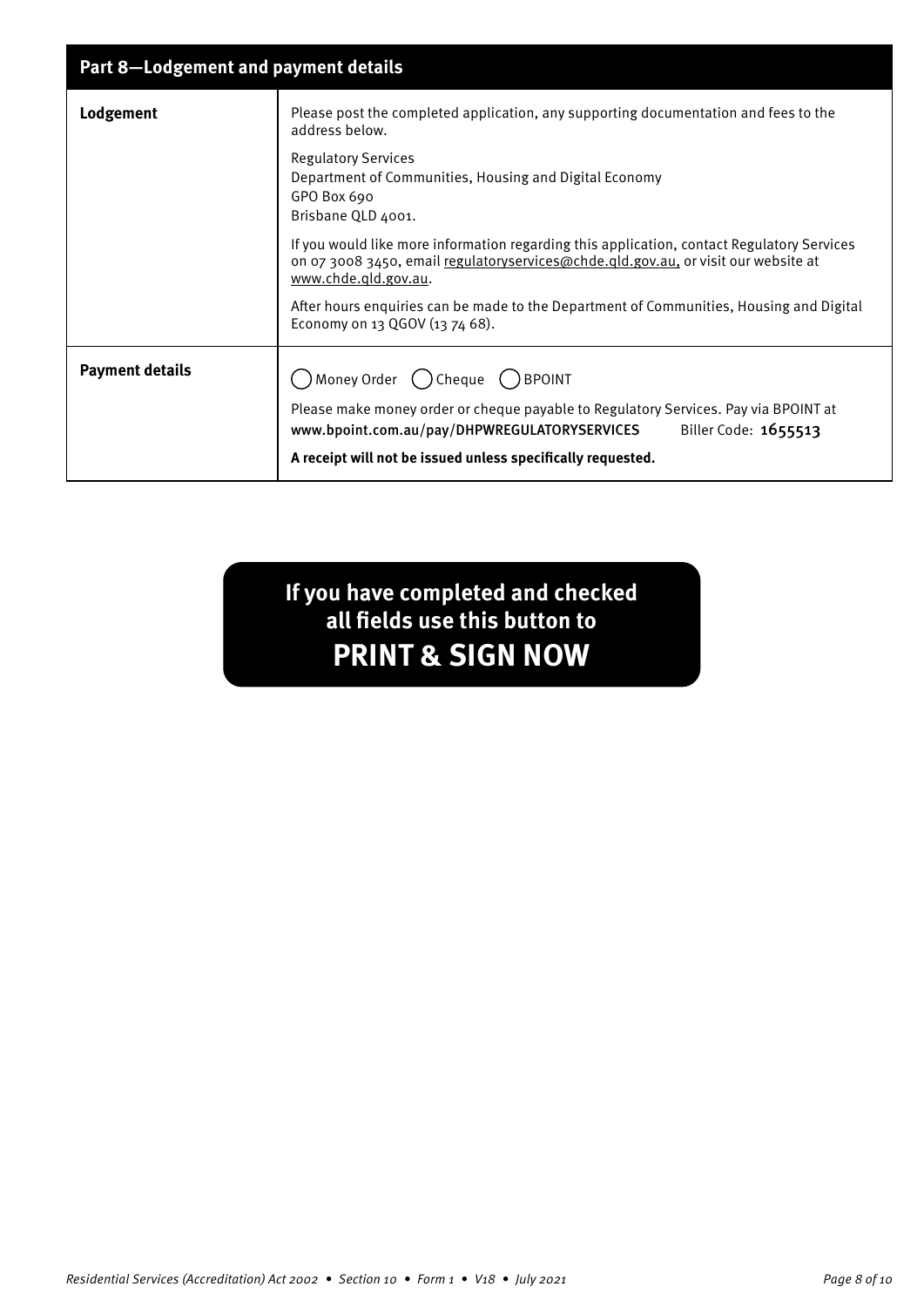## Part 8—Lodgement and payment details

| | |
|---|---|
| **Lodgement** | Please post the completed application, any supporting documentation and fees to the address below.<br><br>Regulatory Services<br>Department of Communities, Housing and Digital Economy<br>GPO Box 690<br>Brisbane QLD 4001.<br><br>If you would like more information regarding this application, contact Regulatory Services on 07 3008 3450, email regulatoryservices@chde.qld.gov.au, or visit our website at www.chde.qld.gov.au.<br><br>After hours enquiries can be made to the Department of Communities, Housing and Digital Economy on 13 QGOV (13 74 68). |
| **Payment details** | ◯ Money Order ◯ Cheque ◯ BPOINT<br><br>Please make money order or cheque payable to Regulatory Services. Pay via BPOINT at www.bpoint.com.au/pay/DHPWREGULATORYSERVICES Biller Code: 1655513<br><br>**A receipt will not be issued unless specifically requested.** |

**If you have completed and checked all fields use this button to PRINT & SIGN NOW**

*Residential Services (Accreditation) Act 2002 • Section 10 • Form 1 • V18 • July 2021*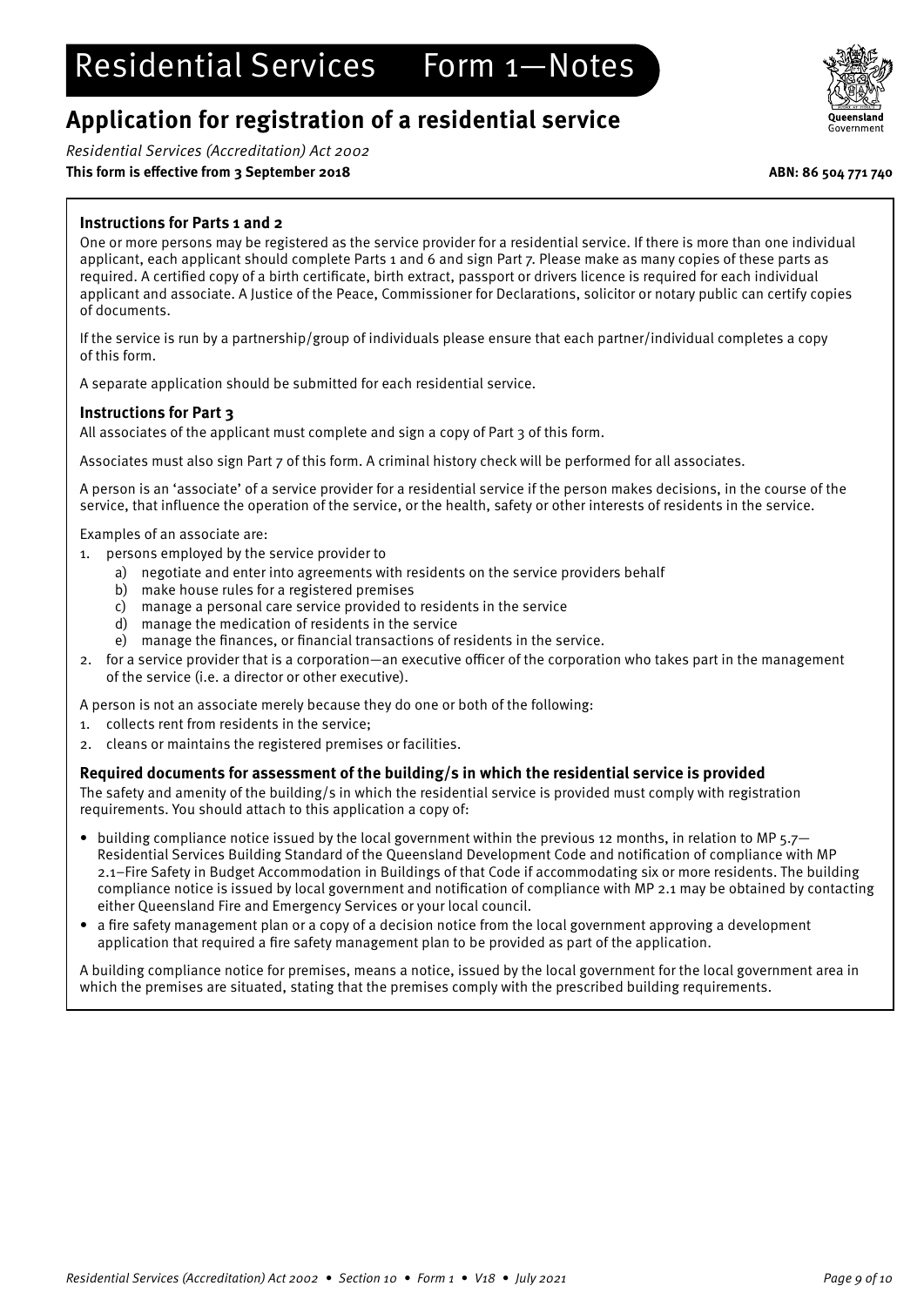# Residential Services Form 1—Notes

## Application for registration of a residential service

*Residential Services (Accreditation) Act 2002*

**This form is effective from 3 September 2018** **ABN: 86 504 771 740**

### Instructions for Parts 1 and 2

One or more persons may be registered as the service provider for a residential service. If there is more than one individual applicant, each applicant should complete Parts 1 and 6 and sign Part 7. Please make as many copies of these parts as required. A certified copy of a birth certificate, birth extract, passport or drivers licence is required for each individual applicant and associate. A Justice of the Peace, Commissioner for Declarations, solicitor or notary public can certify copies of documents.

If the service is run by a partnership/group of individuals please ensure that each partner/individual completes a copy of this form.

A separate application should be submitted for each residential service.

### Instructions for Part 3

All associates of the applicant must complete and sign a copy of Part 3 of this form.

Associates must also sign Part 7 of this form. A criminal history check will be performed for all associates.

A person is an 'associate' of a service provider for a residential service if the person makes decisions, in the course of the service, that influence the operation of the service, or the health, safety or other interests of residents in the service.

Examples of an associate are:

1. persons employed by the service provider to
   a) negotiate and enter into agreements with residents on the service providers behalf
   b) make house rules for a registered premises
   c) manage a personal care service provided to residents in the service
   d) manage the medication of residents in the service
   e) manage the finances, or financial transactions of residents in the service.
2. for a service provider that is a corporation—an executive officer of the corporation who takes part in the management of the service (i.e. a director or other executive).

A person is not an associate merely because they do one or both of the following:

1. collects rent from residents in the service;
2. cleans or maintains the registered premises or facilities.

### Required documents for assessment of the building/s in which the residential service is provided

The safety and amenity of the building/s in which the residential service is provided must comply with registration requirements. You should attach to this application a copy of:

- building compliance notice issued by the local government within the previous 12 months, in relation to MP 5.7—Residential Services Building Standard of the Queensland Development Code and notification of compliance with MP 2.1–Fire Safety in Budget Accommodation in Buildings of that Code if accommodating six or more residents. The building compliance notice is issued by local government and notification of compliance with MP 2.1 may be obtained by contacting either Queensland Fire and Emergency Services or your local council.
- a fire safety management plan or a copy of a decision notice from the local government approving a development application that required a fire safety management plan to be provided as part of the application.

A building compliance notice for premises, means a notice, issued by the local government for the local government area in which the premises are situated, stating that the premises comply with the prescribed building requirements.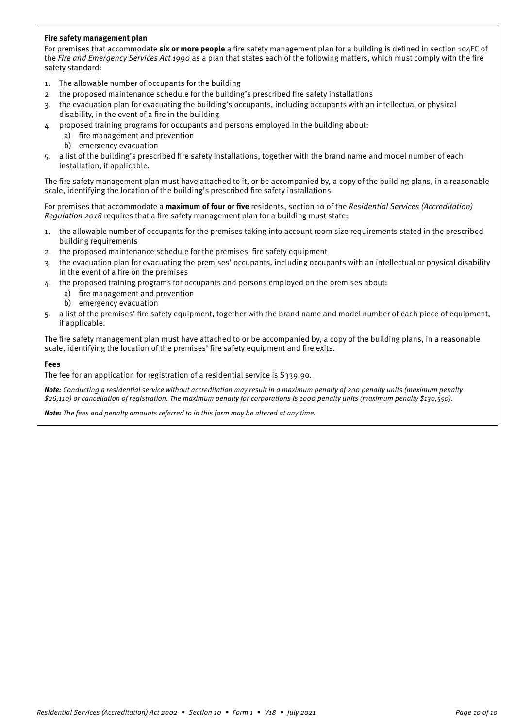**Fire safety management plan**

For premises that accommodate **six or more people** a fire safety management plan for a building is defined in section 104FC of the *Fire and Emergency Services Act 1990* as a plan that states each of the following matters, which must comply with the fire safety standard:

1. The allowable number of occupants for the building
2. the proposed maintenance schedule for the building's prescribed fire safety installations
3. the evacuation plan for evacuating the building's occupants, including occupants with an intellectual or physical disability, in the event of a fire in the building
4. proposed training programs for occupants and persons employed in the building about:
   a) fire management and prevention
   b) emergency evacuation
5. a list of the building's prescribed fire safety installations, together with the brand name and model number of each installation, if applicable.

The fire safety management plan must have attached to it, or be accompanied by, a copy of the building plans, in a reasonable scale, identifying the location of the building's prescribed fire safety installations.

For premises that accommodate a **maximum of four or five** residents, section 10 of the *Residential Services (Accreditation) Regulation 2018* requires that a fire safety management plan for a building must state:

1. the allowable number of occupants for the premises taking into account room size requirements stated in the prescribed building requirements
2. the proposed maintenance schedule for the premises' fire safety equipment
3. the evacuation plan for evacuating the premises' occupants, including occupants with an intellectual or physical disability in the event of a fire on the premises
4. the proposed training programs for occupants and persons employed on the premises about:
   a) fire management and prevention
   b) emergency evacuation
5. a list of the premises' fire safety equipment, together with the brand name and model number of each piece of equipment, if applicable.

The fire safety management plan must have attached to or be accompanied by, a copy of the building plans, in a reasonable scale, identifying the location of the premises' fire safety equipment and fire exits.

**Fees**

The fee for an application for registration of a residential service is $339.90.

***Note:*** *Conducting a residential service without accreditation may result in a maximum penalty of 200 penalty units (maximum penalty $26,110) or cancellation of registration. The maximum penalty for corporations is 1000 penalty units (maximum penalty $130,550).*

***Note:*** *The fees and penalty amounts referred to in this form may be altered at any time.*